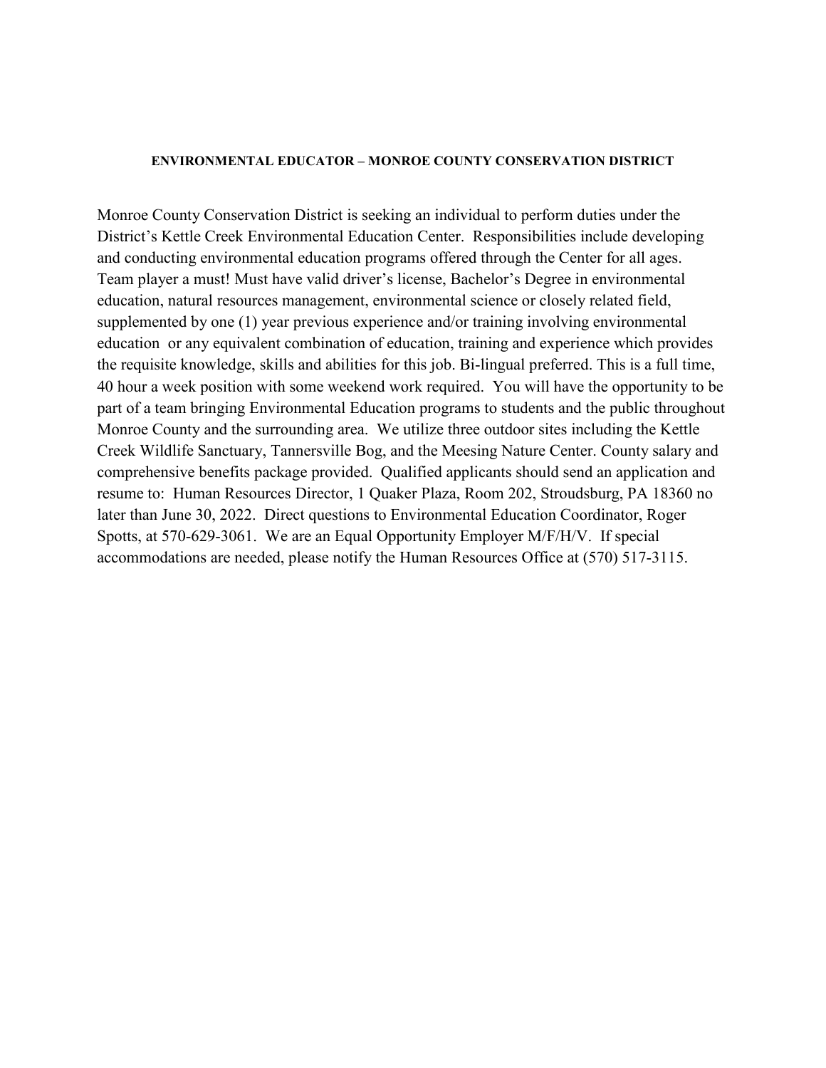**ENVIRONMENTAL EDUCATOR – MONROE COUNTY CONSERVATION DISTRICT**

Monroe County Conservation District is seeking an individual to perform duties under the District's Kettle Creek Environmental Education Center. Responsibilities include developing and conducting environmental education programs offered through the Center for all ages. Team player a must! Must have valid driver's license, Bachelor's Degree in environmental education, natural resources management, environmental science or closely related field, supplemented by one (1) year previous experience and/or training involving environmental education or any equivalent combination of education, training and experience which provides the requisite knowledge, skills and abilities for this job. Bi-lingual preferred. This is a full time, 40 hour a week position with some weekend work required. You will have the opportunity to be part of a team bringing Environmental Education programs to students and the public throughout Monroe County and the surrounding area. We utilize three outdoor sites including the Kettle Creek Wildlife Sanctuary, Tannersville Bog, and the Meesing Nature Center. County salary and comprehensive benefits package provided. Qualified applicants should send an application and resume to: Human Resources Director, 1 Quaker Plaza, Room 202, Stroudsburg, PA 18360 no later than June 30, 2022. Direct questions to Environmental Education Coordinator, Roger Spotts, at 570-629-3061. We are an Equal Opportunity Employer M/F/H/V. If special accommodations are needed, please notify the Human Resources Office at (570) 517-3115.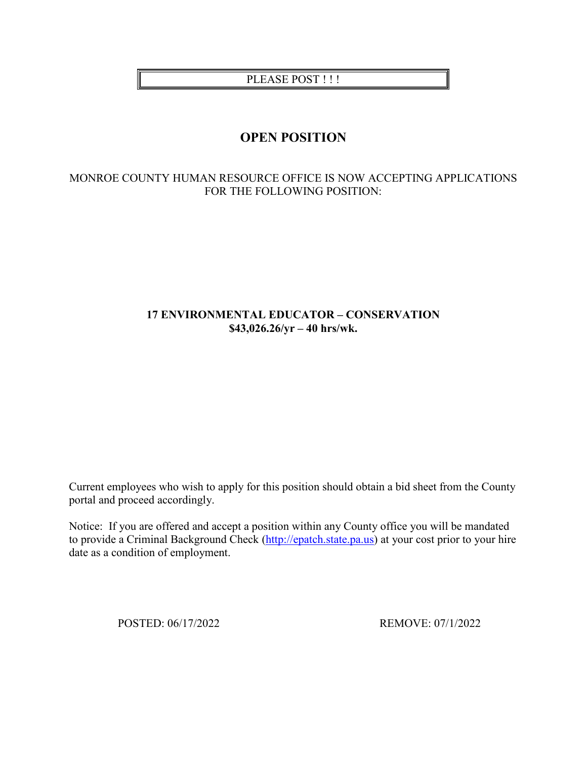PLEASE POST ! ! !

# OPEN POSITION

MONROE COUNTY HUMAN RESOURCE OFFICE IS NOW ACCEPTING APPLICATIONS FOR THE FOLLOWING POSITION:

**17 ENVIRONMENTAL EDUCATOR – CONSERVATION**
**$43,026.26/yr – 40 hrs/wk.**

Current employees who wish to apply for this position should obtain a bid sheet from the County portal and proceed accordingly.

Notice: If you are offered and accept a position within any County office you will be mandated to provide a Criminal Background Check (http://epatch.state.pa.us) at your cost prior to your hire date as a condition of employment.

POSTED: 06/17/2022

REMOVE: 07/1/2022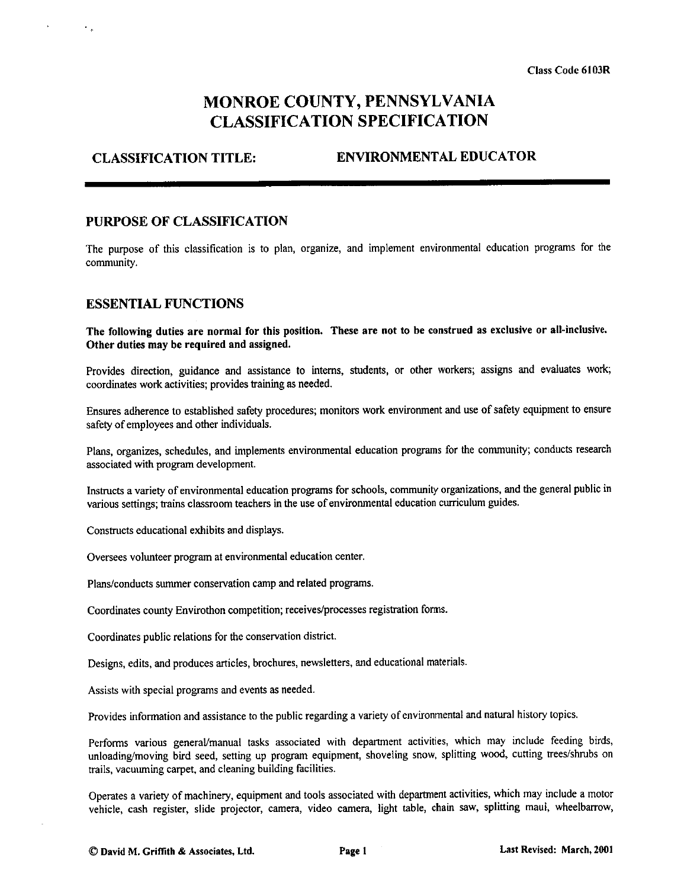Class Code 6103R

# MONROE COUNTY, PENNSYLVANIA CLASSIFICATION SPECIFICATION

**CLASSIFICATION TITLE: ENVIRONMENTAL EDUCATOR**

## PURPOSE OF CLASSIFICATION

The purpose of this classification is to plan, organize, and implement environmental education programs for the community.

## ESSENTIAL FUNCTIONS

**The following duties are normal for this position. These are not to be construed as exclusive or all-inclusive. Other duties may be required and assigned.**

Provides direction, guidance and assistance to interns, students, or other workers; assigns and evaluates work; coordinates work activities; provides training as needed.

Ensures adherence to established safety procedures; monitors work environment and use of safety equipment to ensure safety of employees and other individuals.

Plans, organizes, schedules, and implements environmental education programs for the community; conducts research associated with program development.

Instructs a variety of environmental education programs for schools, community organizations, and the general public in various settings; trains classroom teachers in the use of environmental education curriculum guides.

Constructs educational exhibits and displays.

Oversees volunteer program at environmental education center.

Plans/conducts summer conservation camp and related programs.

Coordinates county Envirothon competition; receives/processes registration forms.

Coordinates public relations for the conservation district.

Designs, edits, and produces articles, brochures, newsletters, and educational materials.

Assists with special programs and events as needed.

Provides information and assistance to the public regarding a variety of environmental and natural history topics.

Performs various general/manual tasks associated with department activities, which may include feeding birds, unloading/moving bird seed, setting up program equipment, shoveling snow, splitting wood, cutting trees/shrubs on trails, vacuuming carpet, and cleaning building facilities.

Operates a variety of machinery, equipment and tools associated with department activities, which may include a motor vehicle, cash register, slide projector, camera, video camera, light table, chain saw, splitting maul, wheelbarrow,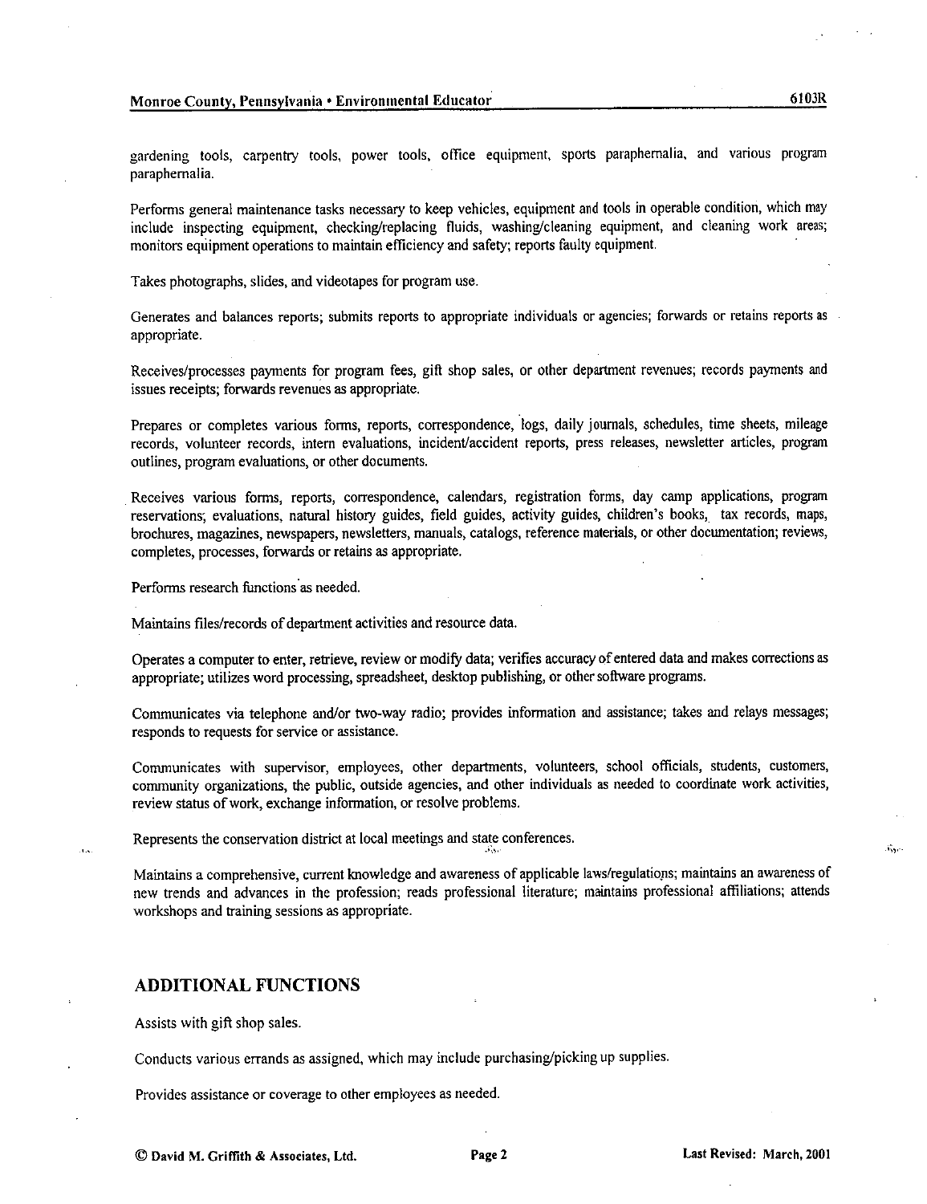gardening tools, carpentry tools, power tools, office equipment, sports paraphernalia, and various program paraphernalia.

Performs general maintenance tasks necessary to keep vehicles, equipment and tools in operable condition, which may include inspecting equipment, checking/replacing fluids, washing/cleaning equipment, and cleaning work areas; monitors equipment operations to maintain efficiency and safety; reports faulty equipment.

Takes photographs, slides, and videotapes for program use.

Generates and balances reports; submits reports to appropriate individuals or agencies; forwards or retains reports as appropriate.

Receives/processes payments for program fees, gift shop sales, or other department revenues; records payments and issues receipts; forwards revenues as appropriate.

Prepares or completes various forms, reports, correspondence, logs, daily journals, schedules, time sheets, mileage records, volunteer records, intern evaluations, incident/accident reports, press releases, newsletter articles, program outlines, program evaluations, or other documents.

Receives various forms, reports, correspondence, calendars, registration forms, day camp applications, program reservations, evaluations, natural history guides, field guides, activity guides, children's books, tax records, maps, brochures, magazines, newspapers, newsletters, manuals, catalogs, reference materials, or other documentation; reviews, completes, processes, forwards or retains as appropriate.

Performs research functions as needed.

Maintains files/records of department activities and resource data.

Operates a computer to enter, retrieve, review or modify data; verifies accuracy of entered data and makes corrections as appropriate; utilizes word processing, spreadsheet, desktop publishing, or other software programs.

Communicates via telephone and/or two-way radio; provides information and assistance; takes and relays messages; responds to requests for service or assistance.

Communicates with supervisor, employees, other departments, volunteers, school officials, students, customers, community organizations, the public, outside agencies, and other individuals as needed to coordinate work activities, review status of work, exchange information, or resolve problems.

Represents the conservation district at local meetings and state conferences.

Maintains a comprehensive, current knowledge and awareness of applicable laws/regulations; maintains an awareness of new trends and advances in the profession; reads professional literature; maintains professional affiliations; attends workshops and training sessions as appropriate.

## ADDITIONAL FUNCTIONS

Assists with gift shop sales.

Conducts various errands as assigned, which may include purchasing/picking up supplies.

Provides assistance or coverage to other employees as needed.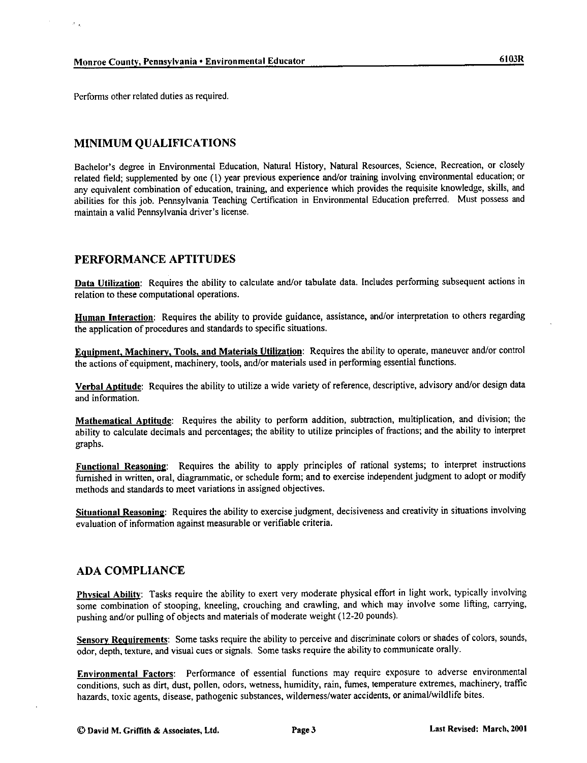Performs other related duties as required.

## MINIMUM QUALIFICATIONS

Bachelor's degree in Environmental Education, Natural History, Natural Resources, Science, Recreation, or closely related field; supplemented by one (1) year previous experience and/or training involving environmental education; or any equivalent combination of education, training, and experience which provides the requisite knowledge, skills, and abilities for this job. Pennsylvania Teaching Certification in Environmental Education preferred. Must possess and maintain a valid Pennsylvania driver's license.

## PERFORMANCE APTITUDES

**Data Utilization**: Requires the ability to calculate and/or tabulate data. Includes performing subsequent actions in relation to these computational operations.

**Human Interaction**: Requires the ability to provide guidance, assistance, and/or interpretation to others regarding the application of procedures and standards to specific situations.

**Equipment, Machinery, Tools, and Materials Utilization**: Requires the ability to operate, maneuver and/or control the actions of equipment, machinery, tools, and/or materials used in performing essential functions.

**Verbal Aptitude**: Requires the ability to utilize a wide variety of reference, descriptive, advisory and/or design data and information.

**Mathematical Aptitude**: Requires the ability to perform addition, subtraction, multiplication, and division; the ability to calculate decimals and percentages; the ability to utilize principles of fractions; and the ability to interpret graphs.

**Functional Reasoning**: Requires the ability to apply principles of rational systems; to interpret instructions furnished in written, oral, diagrammatic, or schedule form; and to exercise independent judgment to adopt or modify methods and standards to meet variations in assigned objectives.

**Situational Reasoning**: Requires the ability to exercise judgment, decisiveness and creativity in situations involving evaluation of information against measurable or verifiable criteria.

## ADA COMPLIANCE

**Physical Ability**: Tasks require the ability to exert very moderate physical effort in light work, typically involving some combination of stooping, kneeling, crouching and crawling, and which may involve some lifting, carrying, pushing and/or pulling of objects and materials of moderate weight (12-20 pounds).

**Sensory Requirements**: Some tasks require the ability to perceive and discriminate colors or shades of colors, sounds, odor, depth, texture, and visual cues or signals. Some tasks require the ability to communicate orally.

**Environmental Factors**: Performance of essential functions may require exposure to adverse environmental conditions, such as dirt, dust, pollen, odors, wetness, humidity, rain, fumes, temperature extremes, machinery, traffic hazards, toxic agents, disease, pathogenic substances, wilderness/water accidents, or animal/wildlife bites.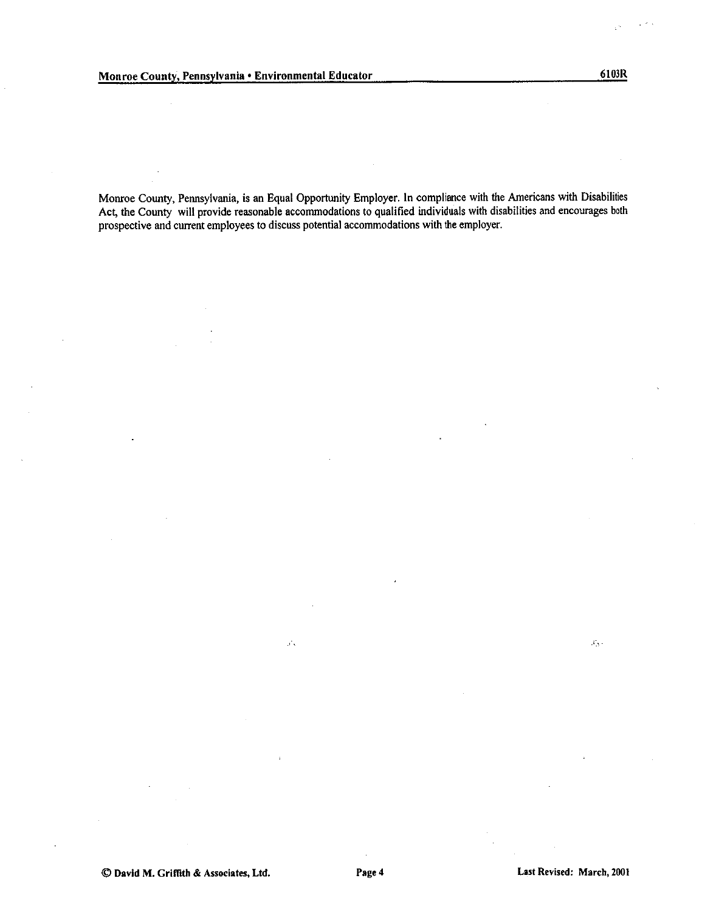Monroe County, Pennsylvania, is an Equal Opportunity Employer. In compliance with the Americans with Disabilities Act, the County will provide reasonable accommodations to qualified individuals with disabilities and encourages both prospective and current employees to discuss potential accommodations with the employer.